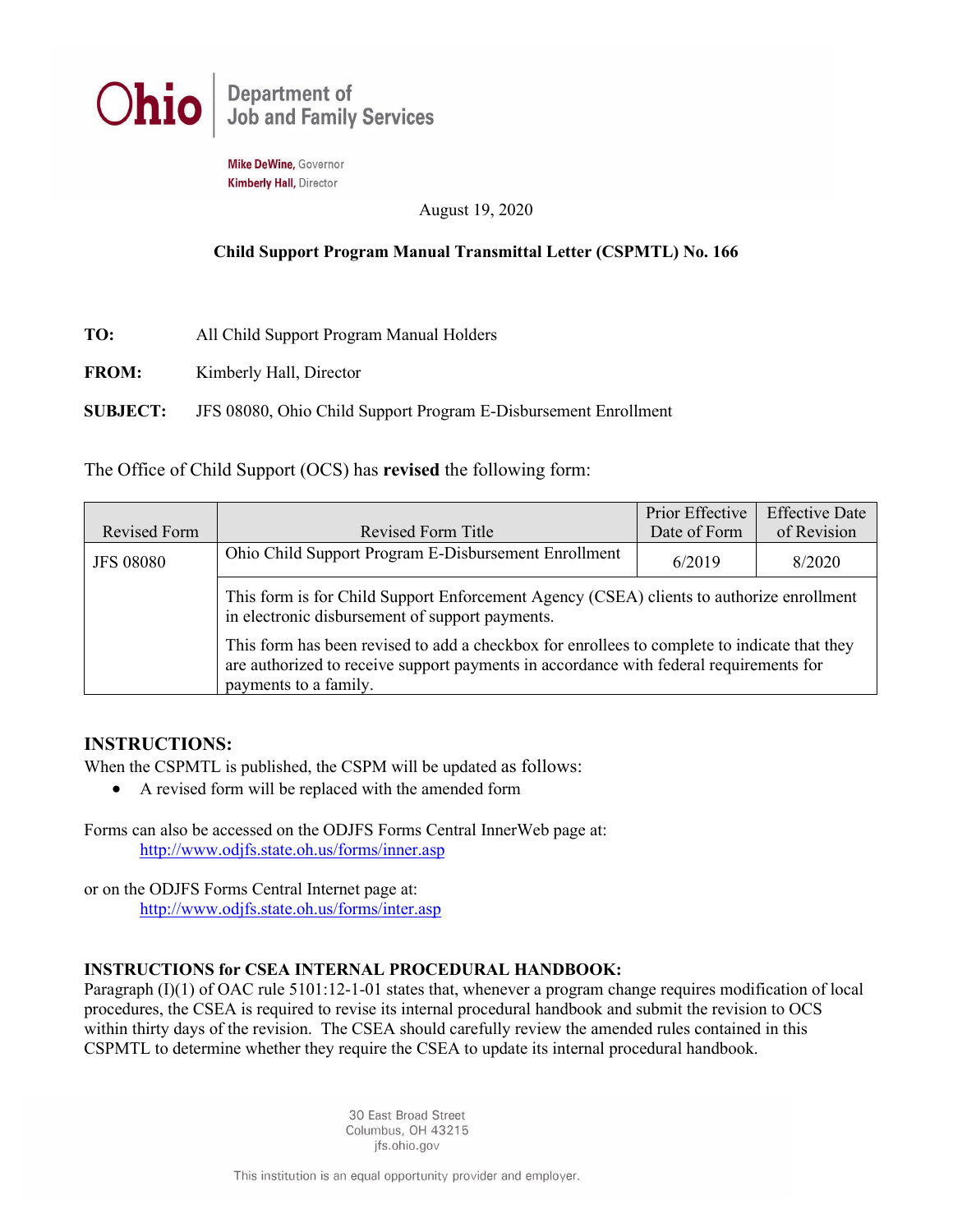Ohio | Department of Job and Family Services

**Mike DeWine,** Governor
**Kimberly Hall,** Director

August 19, 2020

**Child Support Program Manual Transmittal Letter (CSPMTL) No. 166**

**TO:** All Child Support Program Manual Holders

**FROM:** Kimberly Hall, Director

**SUBJECT:** JFS 08080, Ohio Child Support Program E-Disbursement Enrollment

The Office of Child Support (OCS) has **revised** the following form:

| Revised Form | Revised Form Title | Prior Effective Date of Form | Effective Date of Revision |
|---|---|---|---|
| JFS 08080 | Ohio Child Support Program E-Disbursement Enrollment | 6/2019 | 8/2020 |
| | This form is for Child Support Enforcement Agency (CSEA) clients to authorize enrollment in electronic disbursement of support payments. This form has been revised to add a checkbox for enrollees to complete to indicate that they are authorized to receive support payments in accordance with federal requirements for payments to a family. | | |

## INSTRUCTIONS:

When the CSPMTL is published, the CSPM will be updated as follows:

- A revised form will be replaced with the amended form

Forms can also be accessed on the ODJFS Forms Central InnerWeb page at:
http://www.odjfs.state.oh.us/forms/inner.asp

or on the ODJFS Forms Central Internet page at:
http://www.odjfs.state.oh.us/forms/inter.asp

**INSTRUCTIONS for CSEA INTERNAL PROCEDURAL HANDBOOK:**

Paragraph (I)(1) of OAC rule 5101:12-1-01 states that, whenever a program change requires modification of local procedures, the CSEA is required to revise its internal procedural handbook and submit the revision to OCS within thirty days of the revision. The CSEA should carefully review the amended rules contained in this CSPMTL to determine whether they require the CSEA to update its internal procedural handbook.

30 East Broad Street
Columbus, OH 43215
jfs.ohio.gov

This institution is an equal opportunity provider and employer.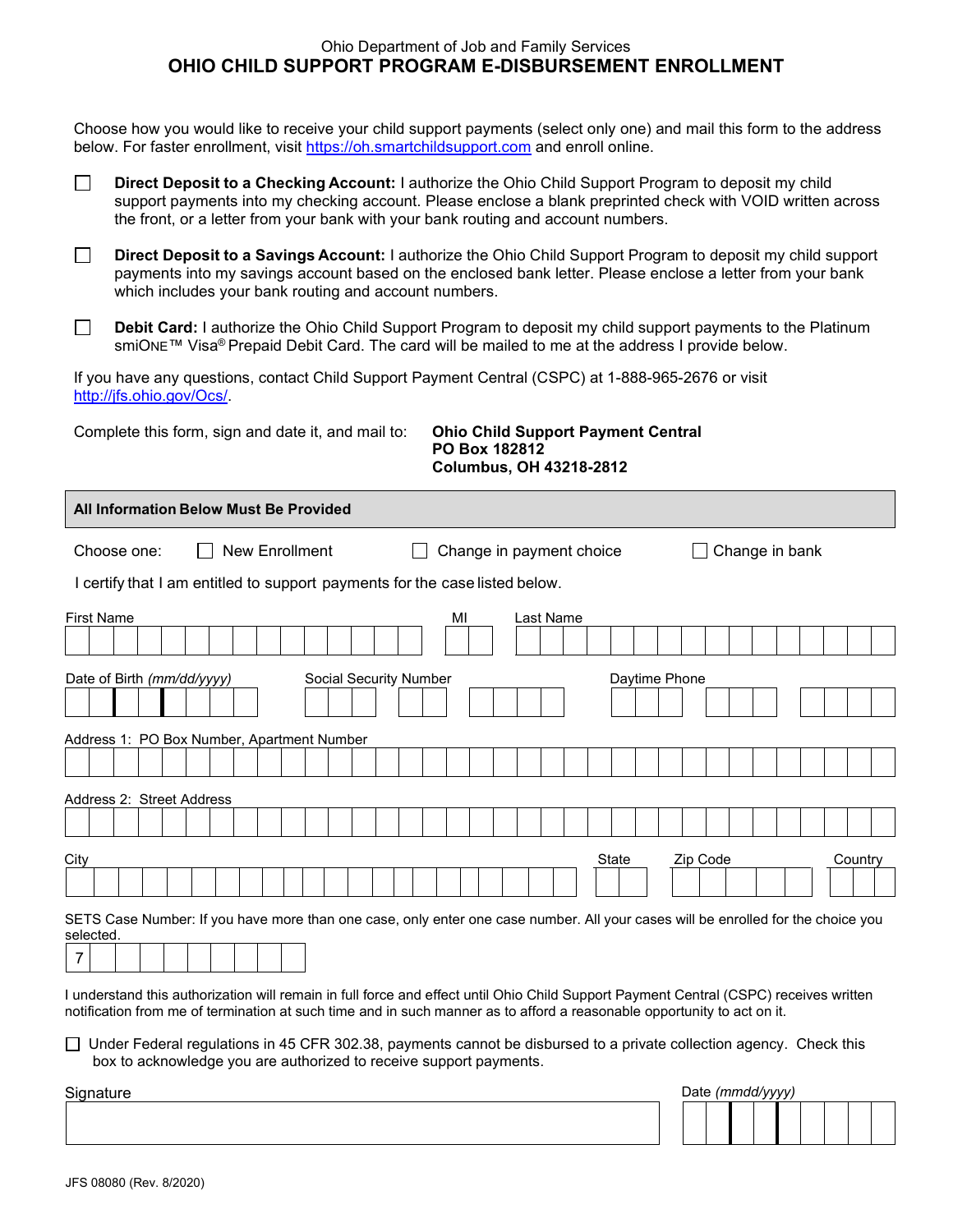Ohio Department of Job and Family Services

# OHIO CHILD SUPPORT PROGRAM E-DISBURSEMENT ENROLLMENT

Choose how you would like to receive your child support payments (select only one) and mail this form to the address below. For faster enrollment, visit https://oh.smartchildsupport.com and enroll online.

☐ **Direct Deposit to a Checking Account:** I authorize the Ohio Child Support Program to deposit my child support payments into my checking account. Please enclose a blank preprinted check with VOID written across the front, or a letter from your bank with your bank routing and account numbers.

☐ **Direct Deposit to a Savings Account:** I authorize the Ohio Child Support Program to deposit my child support payments into my savings account based on the enclosed bank letter. Please enclose a letter from your bank which includes your bank routing and account numbers.

☐ **Debit Card:** I authorize the Ohio Child Support Program to deposit my child support payments to the Platinum smiONE™ Visa® Prepaid Debit Card. The card will be mailed to me at the address I provide below.

If you have any questions, contact Child Support Payment Central (CSPC) at 1-888-965-2676 or visit http://jfs.ohio.gov/Ocs/.

Complete this form, sign and date it, and mail to:

**Ohio Child Support Payment Central**
**PO Box 182812**
**Columbus, OH 43218-2812**

**All Information Below Must Be Provided**

Choose one: ☐ New Enrollment ☐ Change in payment choice ☐ Change in bank

I certify that I am entitled to support payments for the case listed below.

First Name | MI | Last Name

Date of Birth *(mm/dd/yyyy)* | Social Security Number | Daytime Phone

Address 1: PO Box Number, Apartment Number

Address 2: Street Address

City | State | Zip Code | Country

SETS Case Number: If you have more than one case, only enter one case number. All your cases will be enrolled for the choice you selected.

7

I understand this authorization will remain in full force and effect until Ohio Child Support Payment Central (CSPC) receives written notification from me of termination at such time and in such manner as to afford a reasonable opportunity to act on it.

☐ Under Federal regulations in 45 CFR 302.38, payments cannot be disbursed to a private collection agency. Check this box to acknowledge you are authorized to receive support payments.

Signature | Date *(mmdd/yyyy)*

JFS 08080 (Rev. 8/2020)